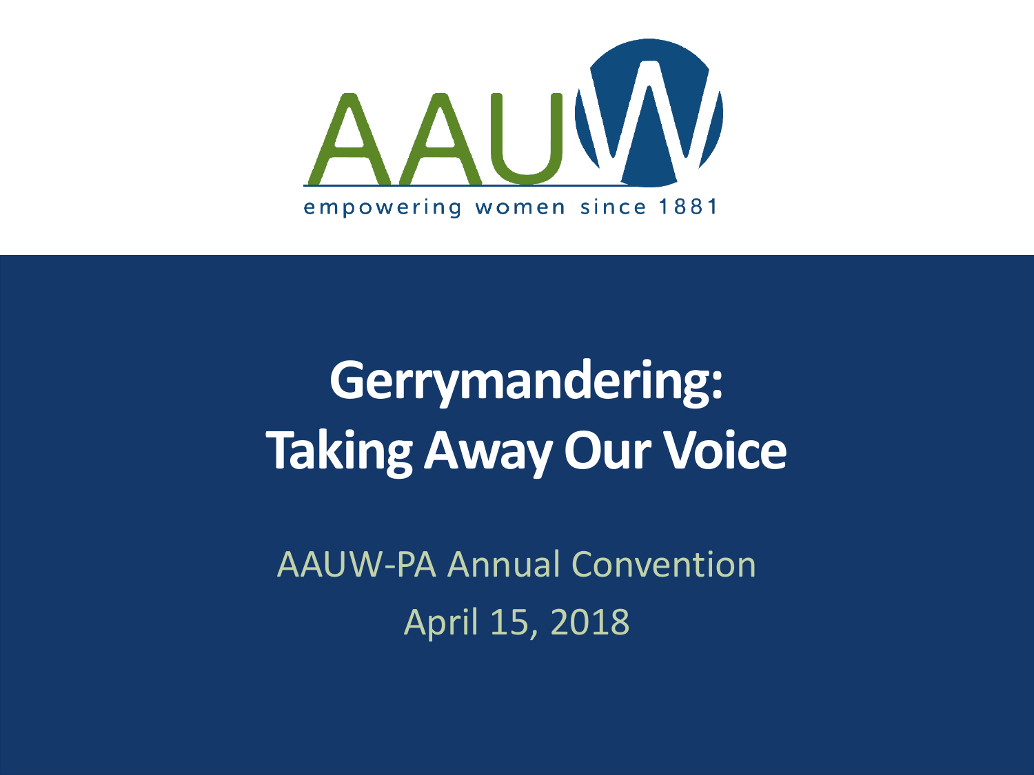AAUW

empowering women since 1881

# Gerrymandering: Taking Away Our Voice

AAUW-PA Annual Convention

April 15, 2018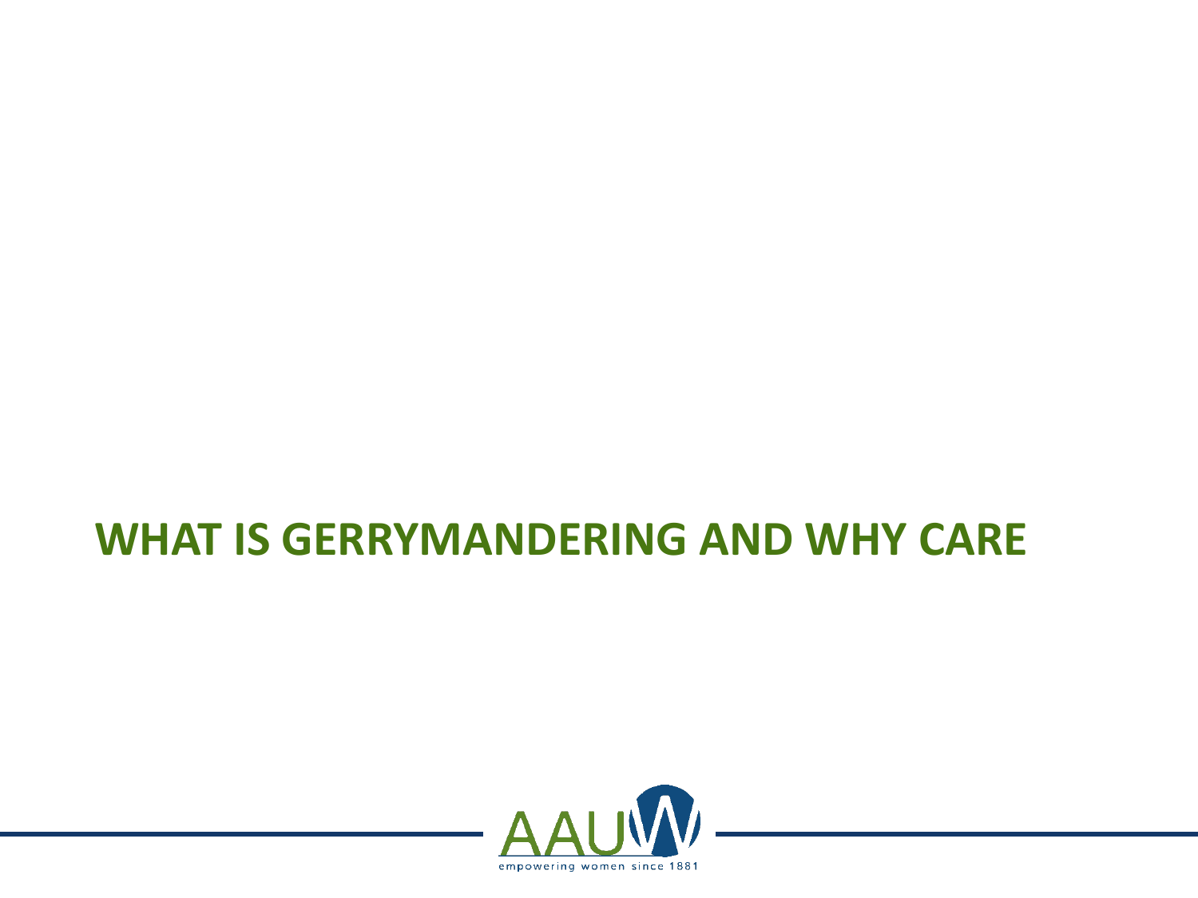# WHAT IS GERRYMANDERING AND WHY CARE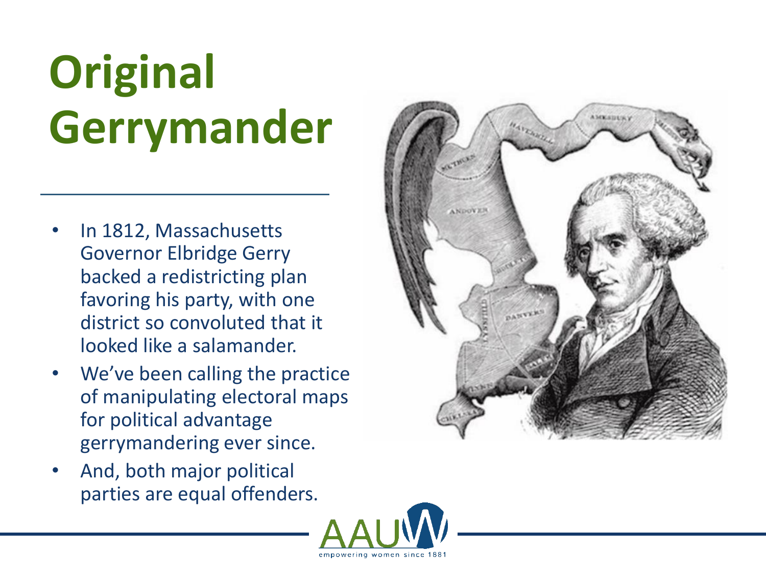# Original Gerrymander

- In 1812, Massachusetts Governor Elbridge Gerry backed a redistricting plan favoring his party, with one district so convoluted that it looked like a salamander.
- We've been calling the practice of manipulating electoral maps for political advantage gerrymandering ever since.
- And, both major political parties are equal offenders.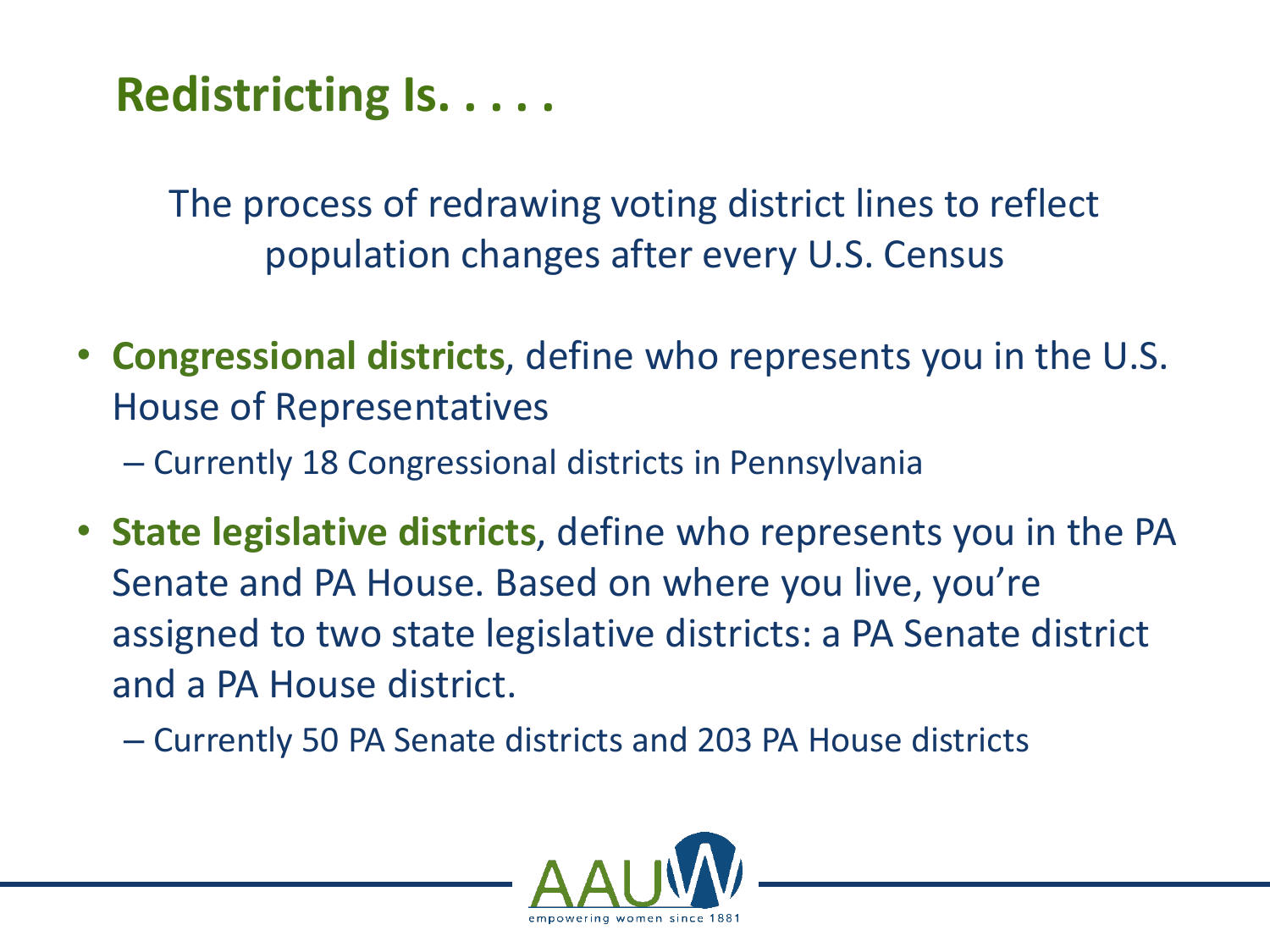# Redistricting Is. . . . .

The process of redrawing voting district lines to reflect population changes after every U.S. Census

- **Congressional districts**, define who represents you in the U.S. House of Representatives
  - Currently 18 Congressional districts in Pennsylvania
- **State legislative districts**, define who represents you in the PA Senate and PA House. Based on where you live, you're assigned to two state legislative districts: a PA Senate district and a PA House district.
  - Currently 50 PA Senate districts and 203 PA House districts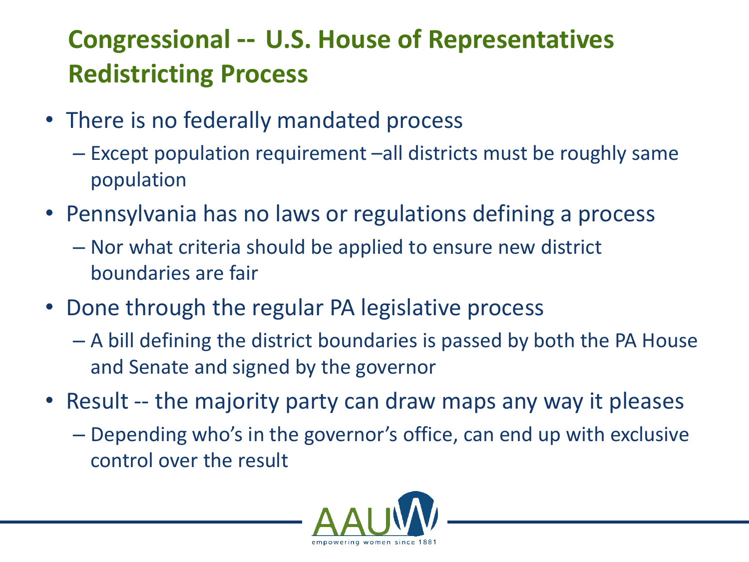# Congressional -- U.S. House of Representatives Redistricting Process

- There is no federally mandated process
  - Except population requirement –all districts must be roughly same population
- Pennsylvania has no laws or regulations defining a process
  - Nor what criteria should be applied to ensure new district boundaries are fair
- Done through the regular PA legislative process
  - A bill defining the district boundaries is passed by both the PA House and Senate and signed by the governor
- Result -- the majority party can draw maps any way it pleases
  - Depending who's in the governor's office, can end up with exclusive control over the result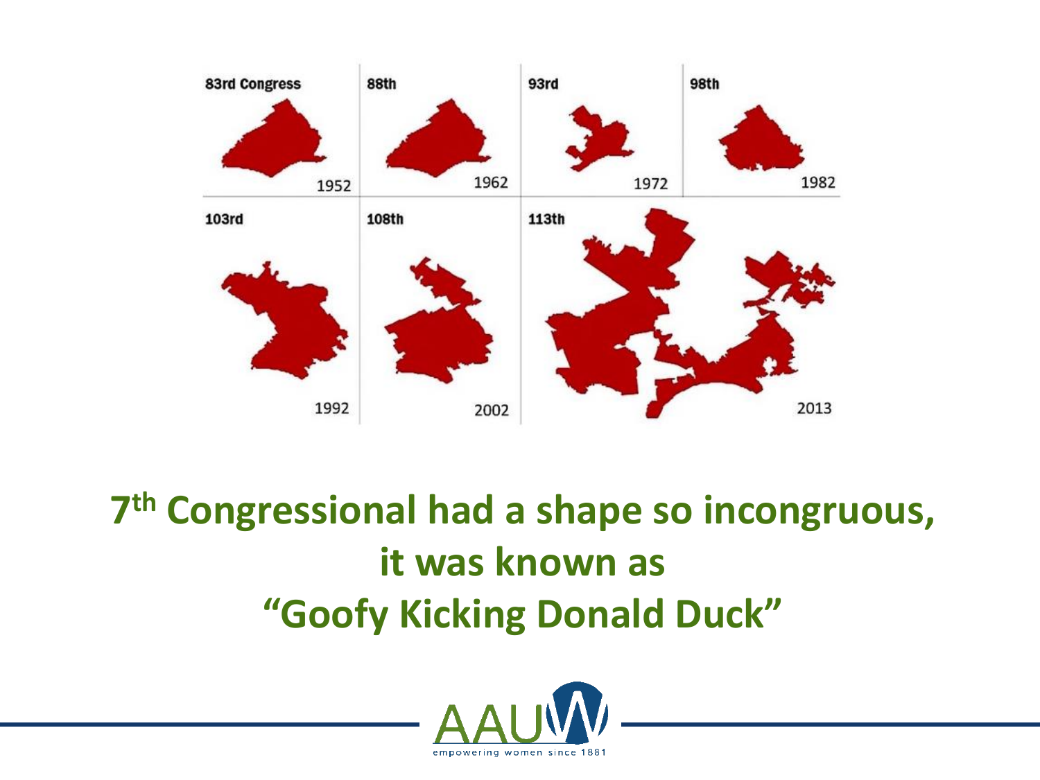83rd Congress 1952 | 88th 1962 | 93rd 1972 | 98th 1982

103rd 1992 | 108th 2002 | 113th 2013

# 7th Congressional had a shape so incongruous, it was known as "Goofy Kicking Donald Duck"

AAUW empowering women since 1881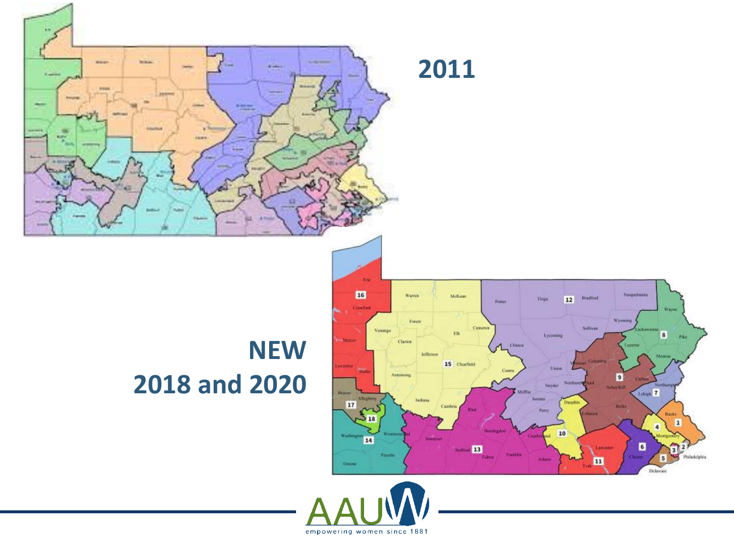2011

NEW
2018 and 2020

empowering women since 1881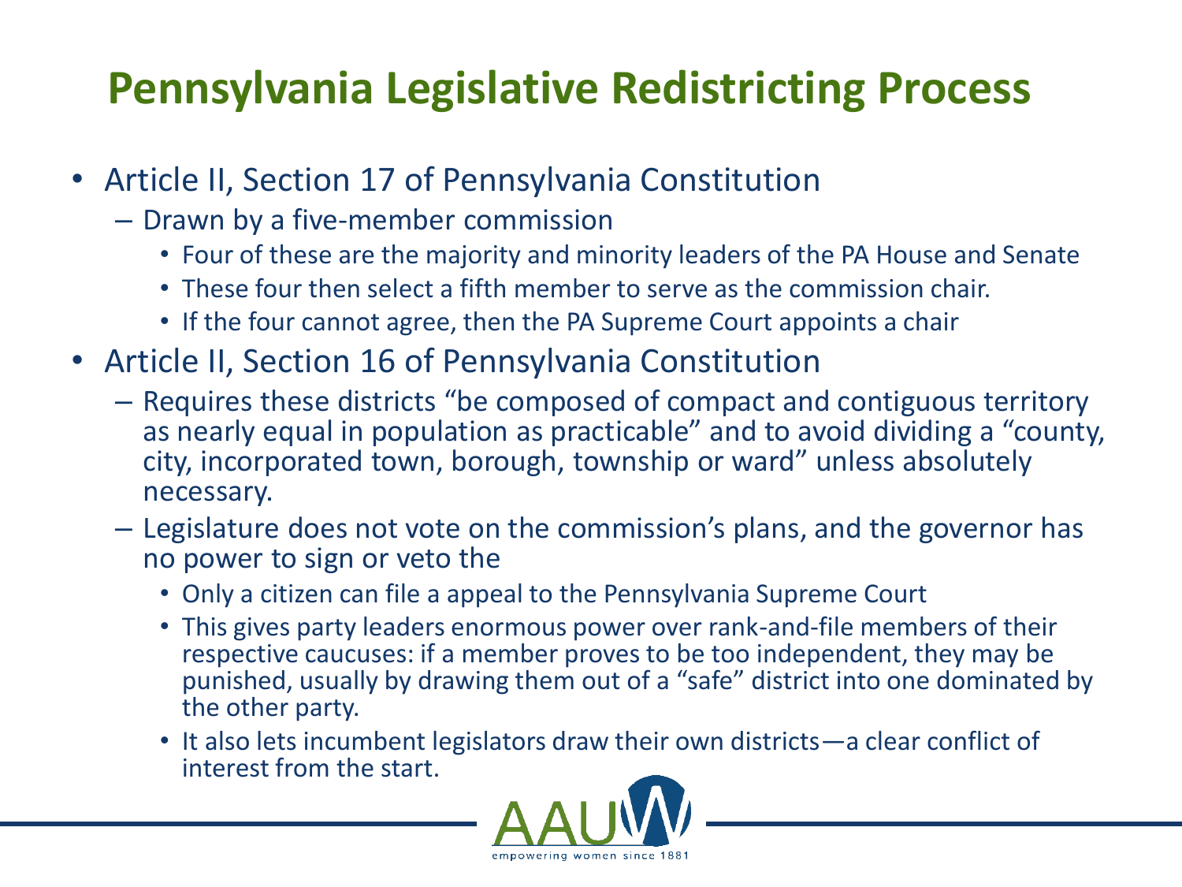# Pennsylvania Legislative Redistricting Process

- Article II, Section 17 of Pennsylvania Constitution
  - Drawn by a five-member commission
    - Four of these are the majority and minority leaders of the PA House and Senate
    - These four then select a fifth member to serve as the commission chair.
    - If the four cannot agree, then the PA Supreme Court appoints a chair
- Article II, Section 16 of Pennsylvania Constitution
  - Requires these districts "be composed of compact and contiguous territory as nearly equal in population as practicable" and to avoid dividing a "county, city, incorporated town, borough, township or ward" unless absolutely necessary.
  - Legislature does not vote on the commission's plans, and the governor has no power to sign or veto the
    - Only a citizen can file a appeal to the Pennsylvania Supreme Court
    - This gives party leaders enormous power over rank-and-file members of their respective caucuses: if a member proves to be too independent, they may be punished, usually by drawing them out of a "safe" district into one dominated by the other party.
    - It also lets incumbent legislators draw their own districts—a clear conflict of interest from the start.

AAUW empowering women since 1881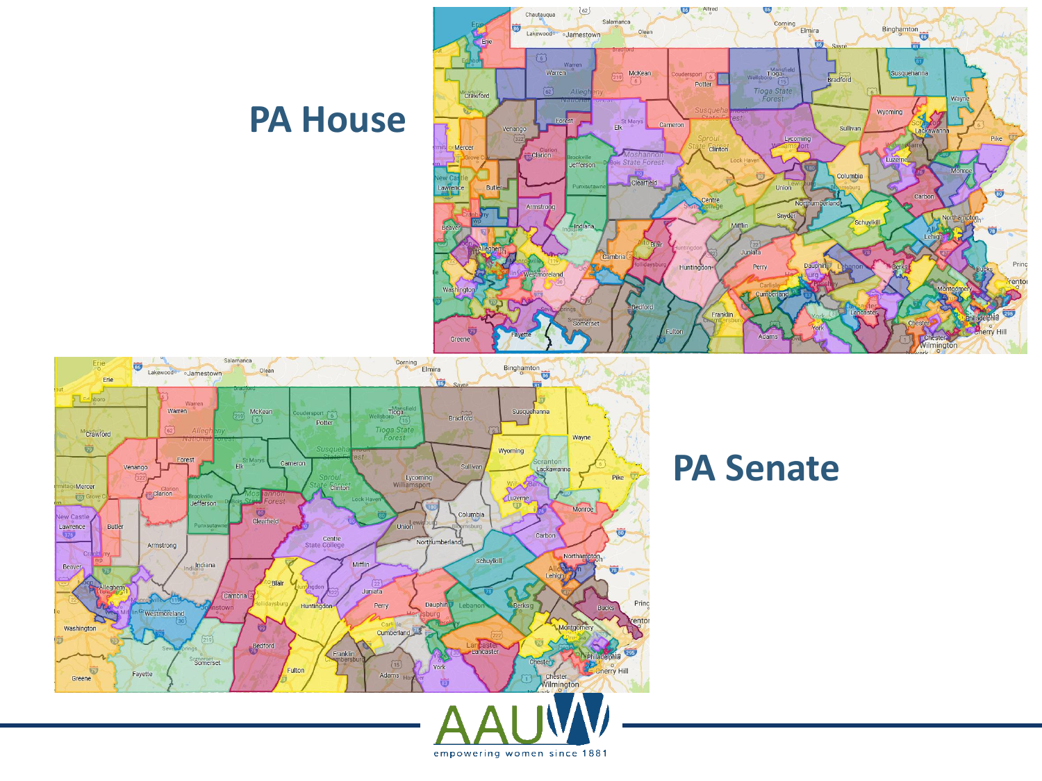## PA House

## PA Senate

AAUW

empowering women since 1881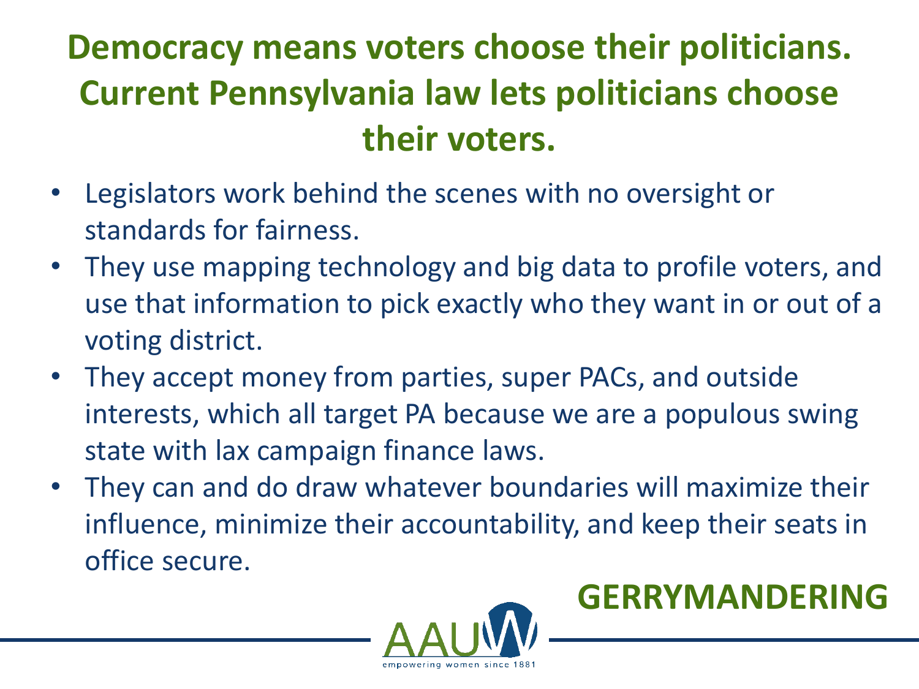# Democracy means voters choose their politicians. Current Pennsylvania law lets politicians choose their voters.

- Legislators work behind the scenes with no oversight or standards for fairness.
- They use mapping technology and big data to profile voters, and use that information to pick exactly who they want in or out of a voting district.
- They accept money from parties, super PACs, and outside interests, which all target PA because we are a populous swing state with lax campaign finance laws.
- They can and do draw whatever boundaries will maximize their influence, minimize their accountability, and keep their seats in office secure.

**GERRYMANDERING**

AAUW empowering women since 1881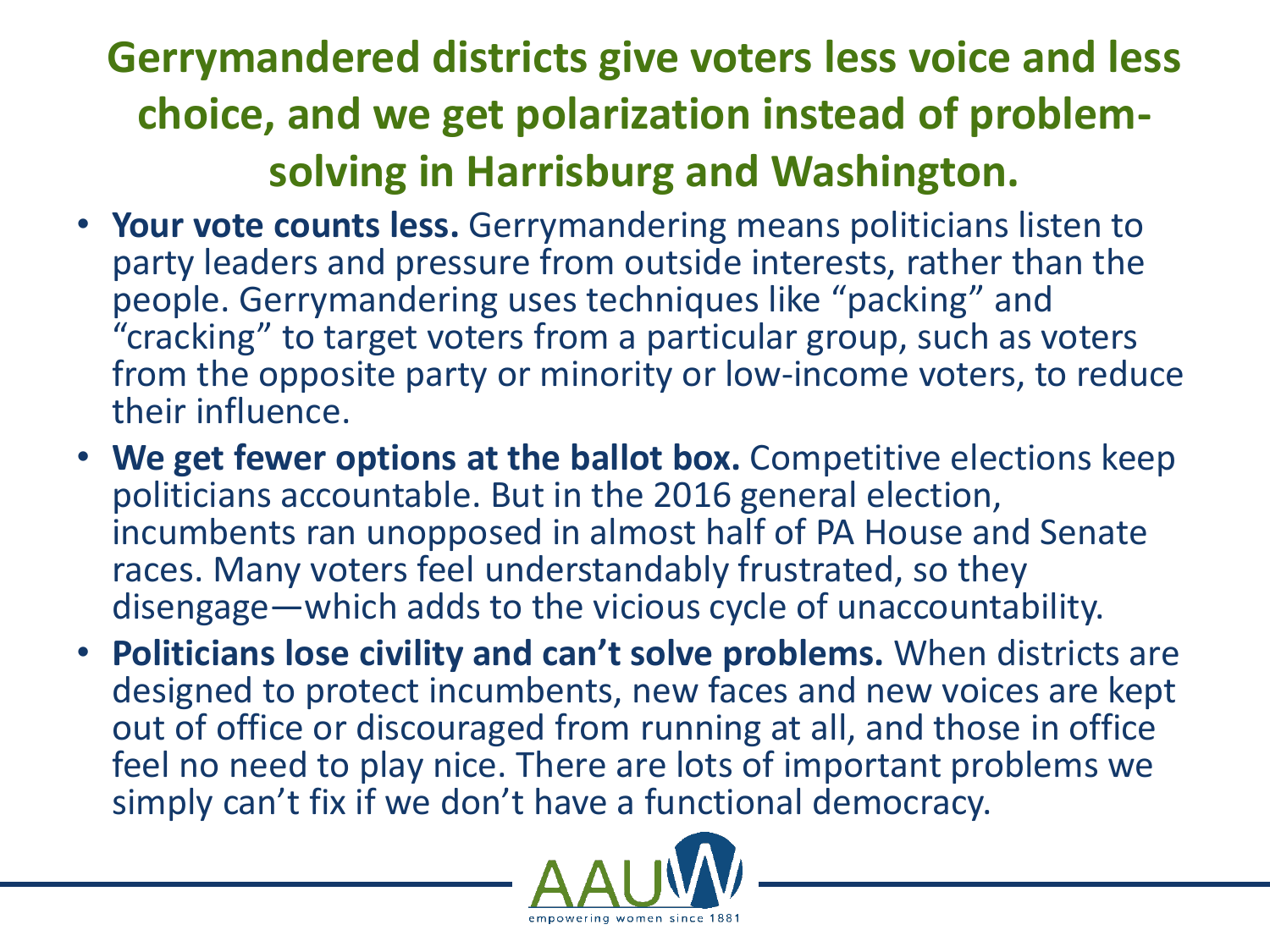# Gerrymandered districts give voters less voice and less choice, and we get polarization instead of problem-solving in Harrisburg and Washington.

- **Your vote counts less.** Gerrymandering means politicians listen to party leaders and pressure from outside interests, rather than the people. Gerrymandering uses techniques like “packing” and “cracking” to target voters from a particular group, such as voters from the opposite party or minority or low-income voters, to reduce their influence.
- **We get fewer options at the ballot box.** Competitive elections keep politicians accountable. But in the 2016 general election, incumbents ran unopposed in almost half of PA House and Senate races. Many voters feel understandably frustrated, so they disengage—which adds to the vicious cycle of unaccountability.
- **Politicians lose civility and can’t solve problems.** When districts are designed to protect incumbents, new faces and new voices are kept out of office or discouraged from running at all, and those in office feel no need to play nice. There are lots of important problems we simply can’t fix if we don’t have a functional democracy.

AAUW

empowering women since 1881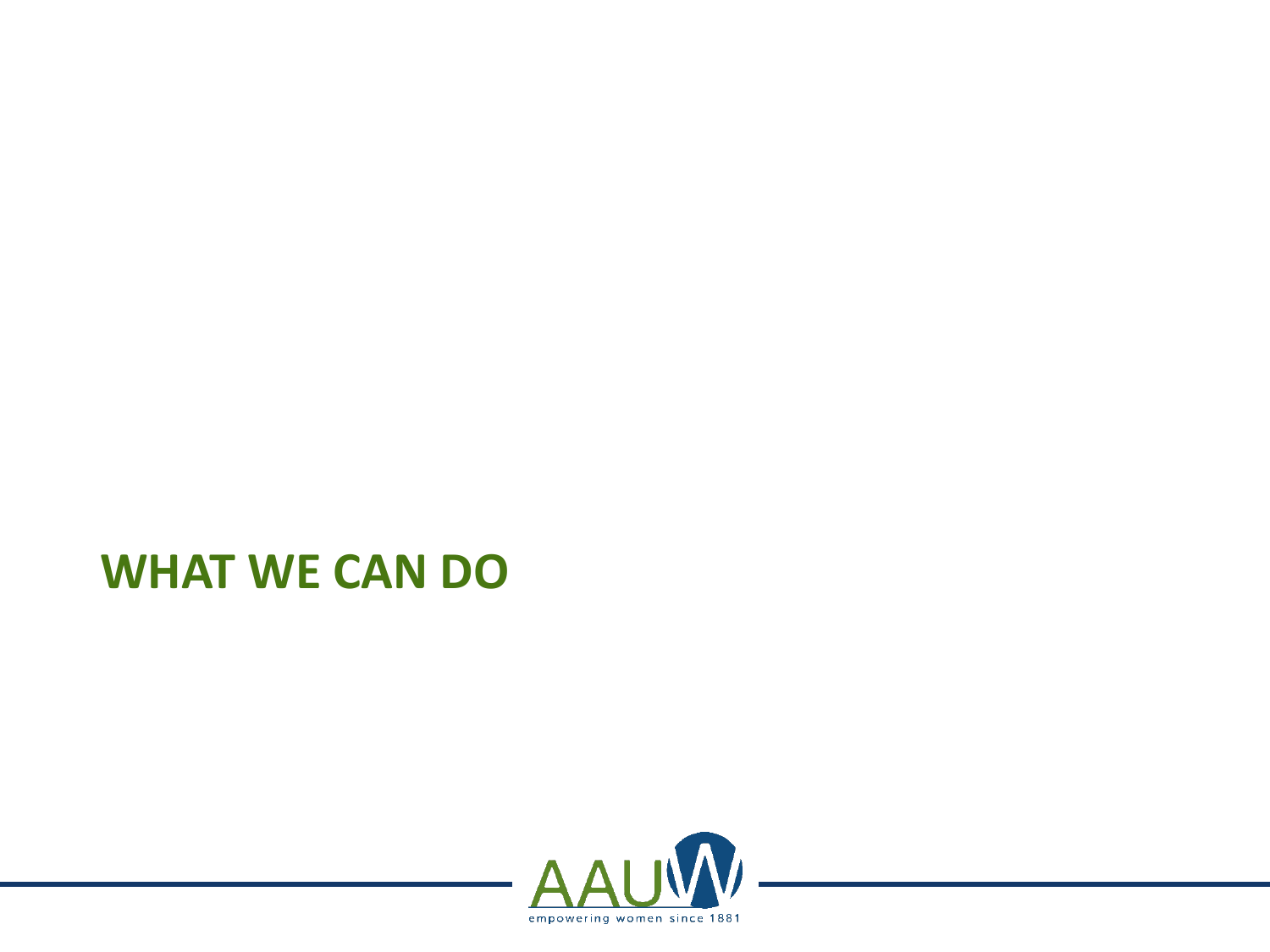# WHAT WE CAN DO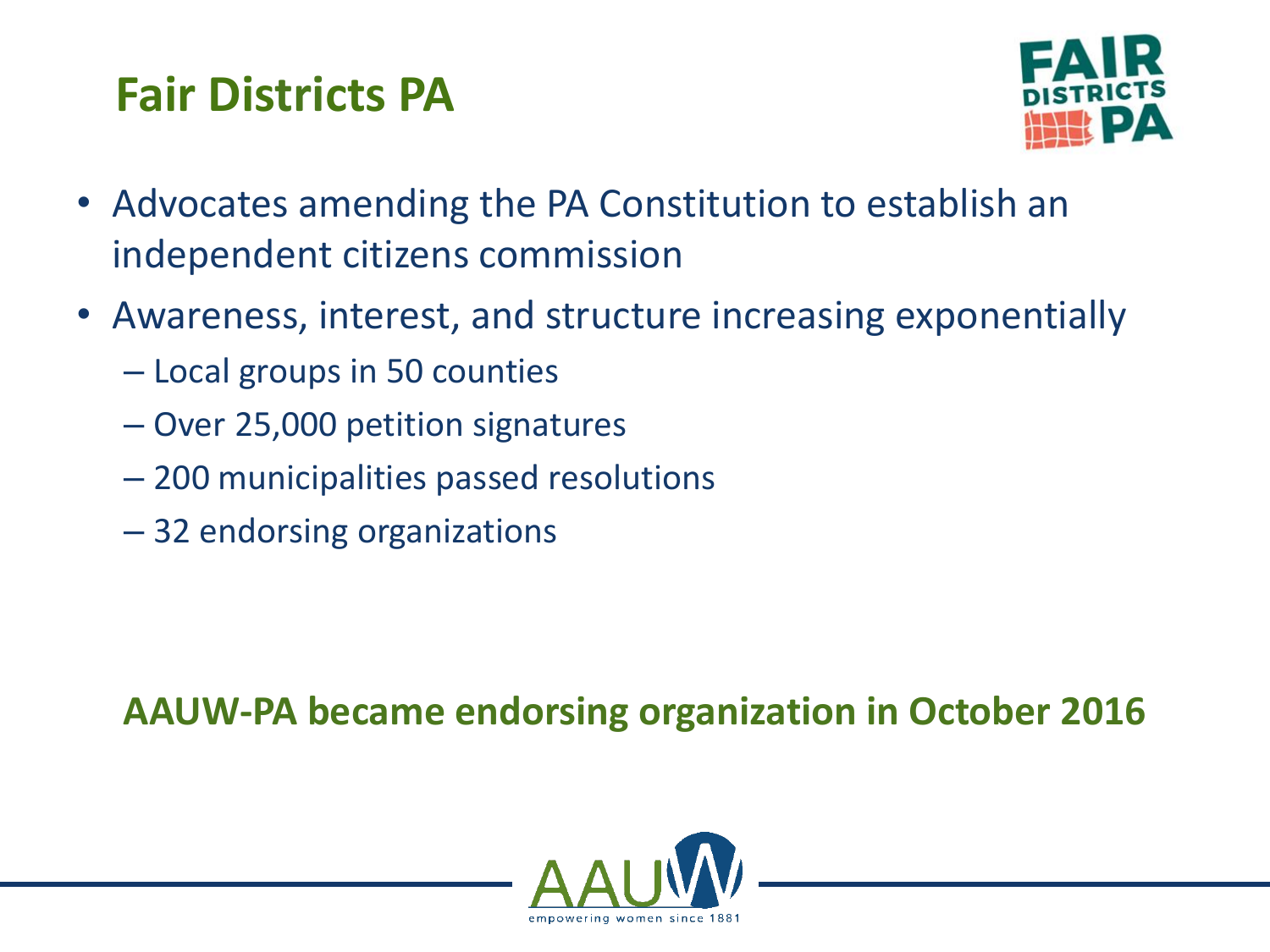# Fair Districts PA

- Advocates amending the PA Constitution to establish an independent citizens commission
- Awareness, interest, and structure increasing exponentially
  - Local groups in 50 counties
  - Over 25,000 petition signatures
  - 200 municipalities passed resolutions
  - 32 endorsing organizations

**AAUW-PA became endorsing organization in October 2016**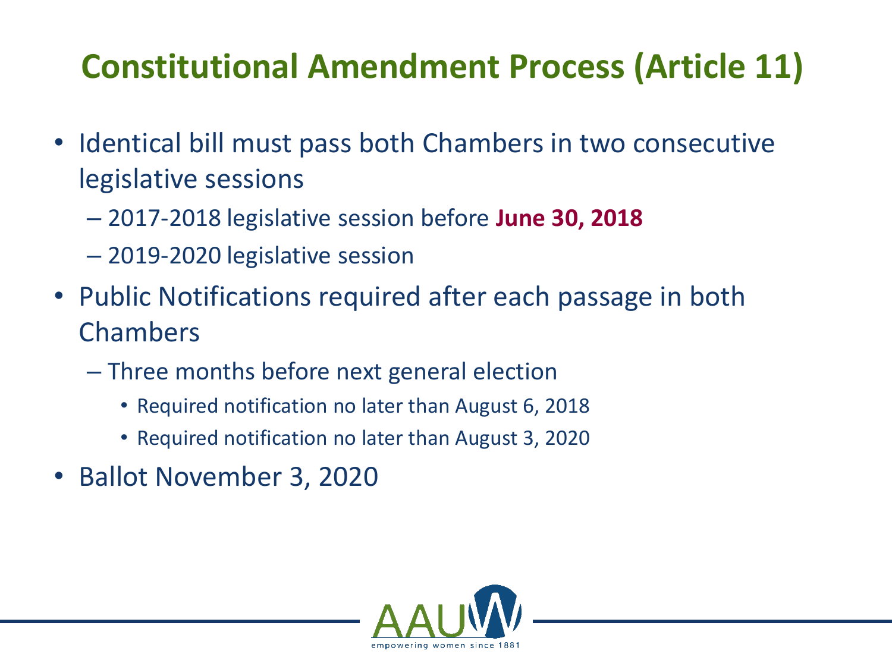# Constitutional Amendment Process (Article 11)

- Identical bill must pass both Chambers in two consecutive legislative sessions
  - 2017-2018 legislative session before **June 30, 2018**
  - 2019-2020 legislative session
- Public Notifications required after each passage in both Chambers
  - Three months before next general election
    - Required notification no later than August 6, 2018
    - Required notification no later than August 3, 2020
- Ballot November 3, 2020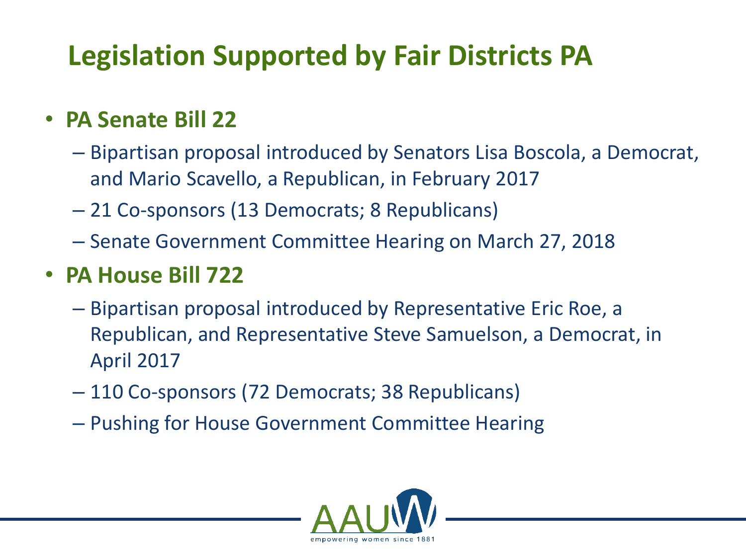# Legislation Supported by Fair Districts PA

- **PA Senate Bill 22**
  - Bipartisan proposal introduced by Senators Lisa Boscola, a Democrat, and Mario Scavello, a Republican, in February 2017
  - 21 Co-sponsors (13 Democrats; 8 Republicans)
  - Senate Government Committee Hearing on March 27, 2018
- **PA House Bill 722**
  - Bipartisan proposal introduced by Representative Eric Roe, a Republican, and Representative Steve Samuelson, a Democrat, in April 2017
  - 110 Co-sponsors (72 Democrats; 38 Republicans)
  - Pushing for House Government Committee Hearing

AAUW
empowering women since 1881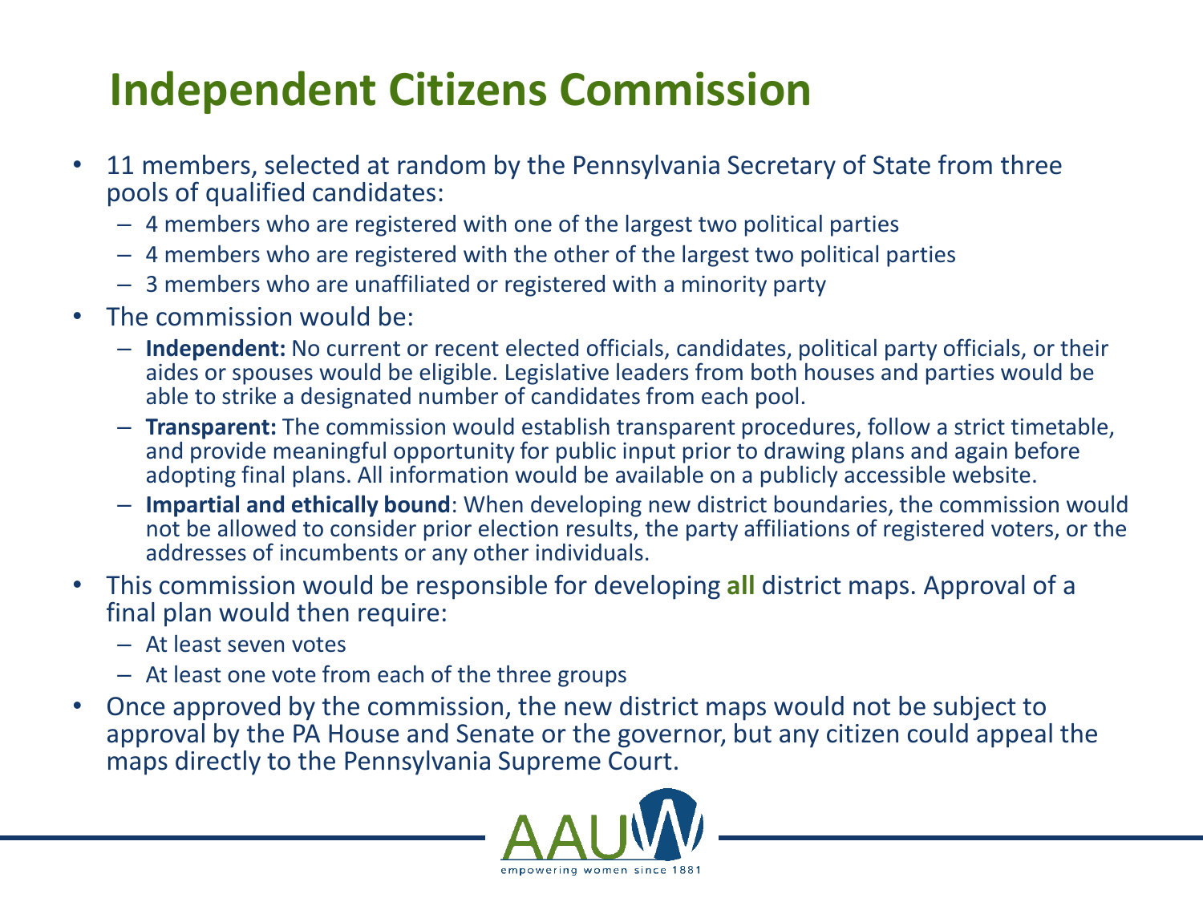# Independent Citizens Commission

- 11 members, selected at random by the Pennsylvania Secretary of State from three pools of qualified candidates:
  - 4 members who are registered with one of the largest two political parties
  - 4 members who are registered with the other of the largest two political parties
  - 3 members who are unaffiliated or registered with a minority party
- The commission would be:
  - **Independent:** No current or recent elected officials, candidates, political party officials, or their aides or spouses would be eligible. Legislative leaders from both houses and parties would be able to strike a designated number of candidates from each pool.
  - **Transparent:** The commission would establish transparent procedures, follow a strict timetable, and provide meaningful opportunity for public input prior to drawing plans and again before adopting final plans. All information would be available on a publicly accessible website.
  - **Impartial and ethically bound**: When developing new district boundaries, the commission would not be allowed to consider prior election results, the party affiliations of registered voters, or the addresses of incumbents or any other individuals.
- This commission would be responsible for developing **all** district maps. Approval of a final plan would then require:
  - At least seven votes
  - At least one vote from each of the three groups
- Once approved by the commission, the new district maps would not be subject to approval by the PA House and Senate or the governor, but any citizen could appeal the maps directly to the Pennsylvania Supreme Court.

AAUW empowering women since 1881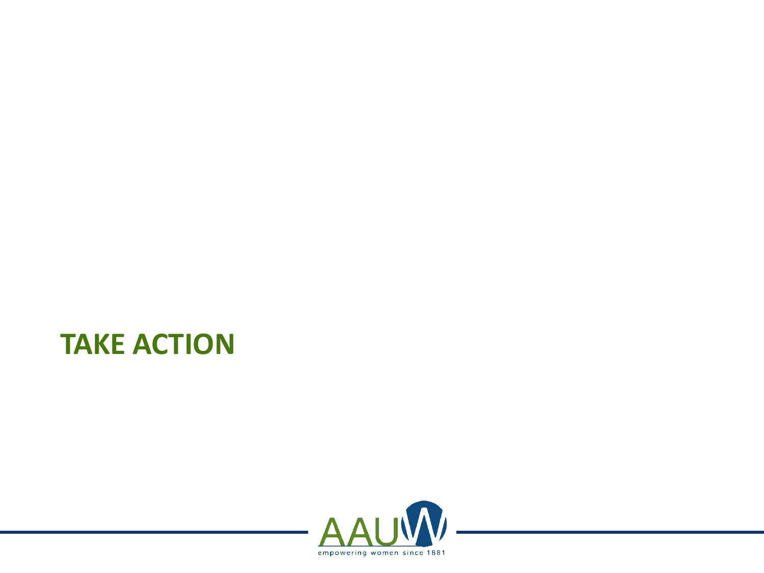# TAKE ACTION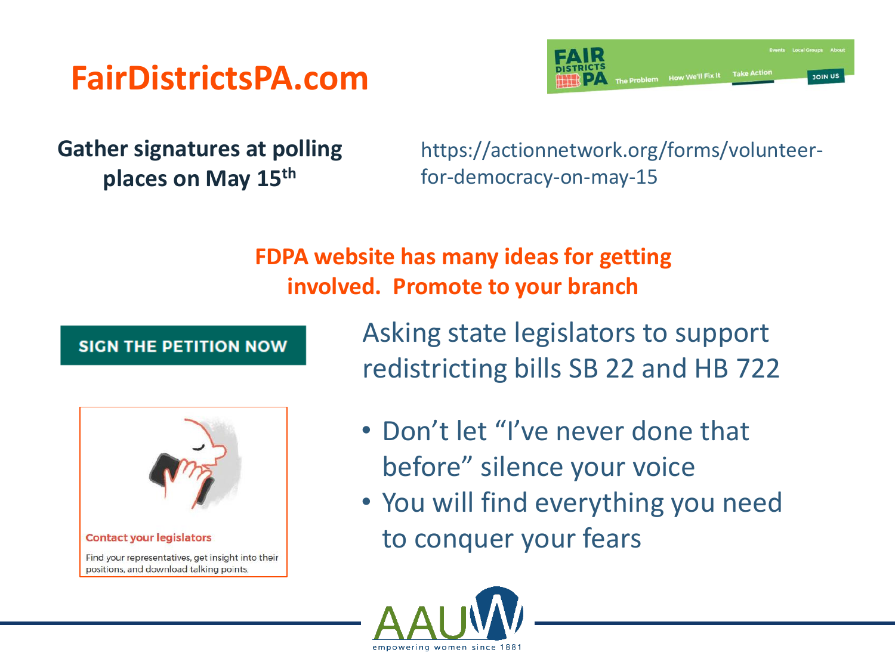# FairDistrictsPA.com

**Gather signatures at polling places on May 15th**

https://actionnetwork.org/forms/volunteer-for-democracy-on-may-15

**FDPA website has many ideas for getting involved. Promote to your branch**

**SIGN THE PETITION NOW**

Asking state legislators to support redistricting bills SB 22 and HB 722

**Contact your legislators**

Find your representatives, get insight into their positions, and download talking points.

- Don't let "I've never done that before" silence your voice
- You will find everything you need to conquer your fears

AAUW empowering women since 1881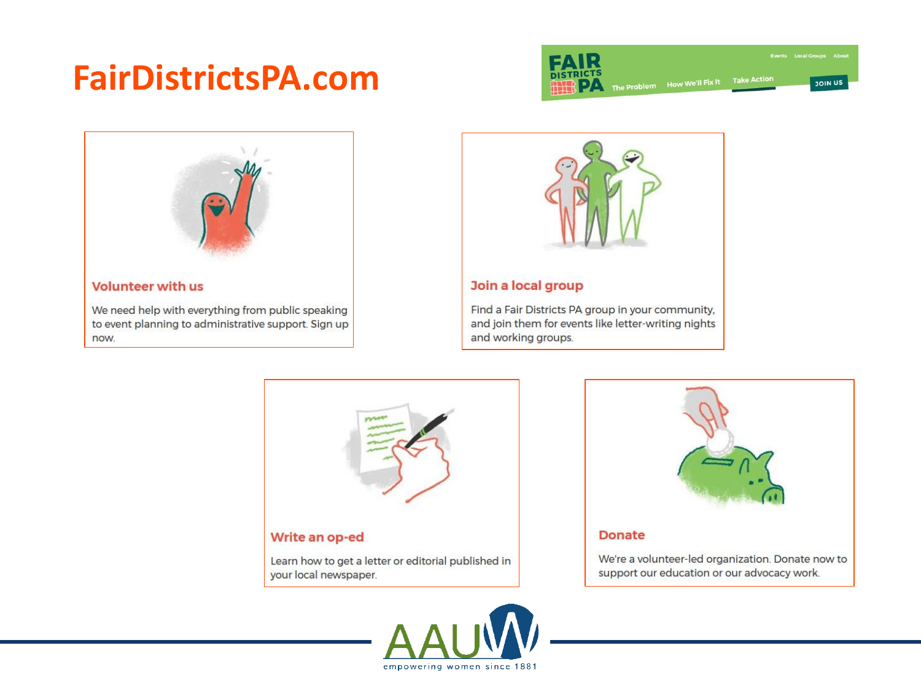# FairDistrictsPA.com

### Volunteer with us

We need help with everything from public speaking to event planning to administrative support. Sign up now.

### Join a local group

Find a Fair Districts PA group in your community, and join them for events like letter-writing nights and working groups.

### Write an op-ed

Learn how to get a letter or editorial published in your local newspaper.

### Donate

We're a volunteer-led organization. Donate now to support our education or our advocacy work.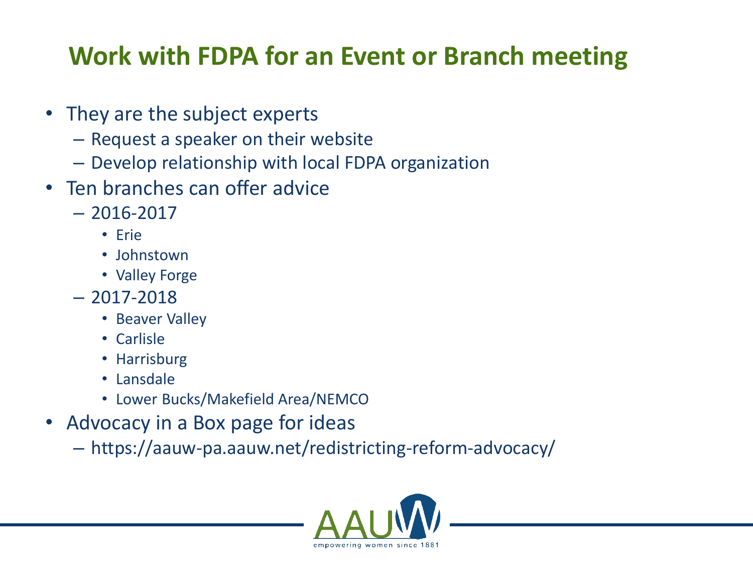# Work with FDPA for an Event or Branch meeting

- They are the subject experts
  - Request a speaker on their website
  - Develop relationship with local FDPA organization
- Ten branches can offer advice
  - 2016-2017
    - Erie
    - Johnstown
    - Valley Forge
  - 2017-2018
    - Beaver Valley
    - Carlisle
    - Harrisburg
    - Lansdale
    - Lower Bucks/Makefield Area/NEMCO
- Advocacy in a Box page for ideas
  - https://aauw-pa.aauw.net/redistricting-reform-advocacy/

AAUW empowering women since 1881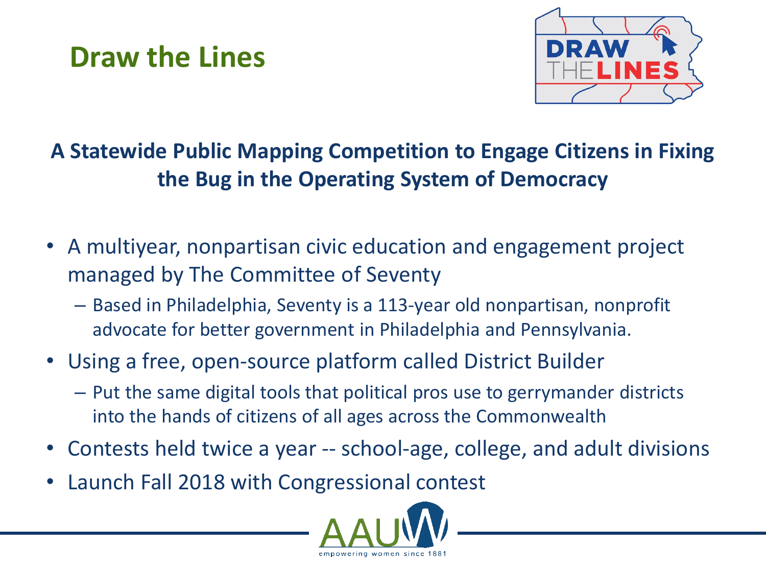# Draw the Lines

**A Statewide Public Mapping Competition to Engage Citizens in Fixing the Bug in the Operating System of Democracy**

- A multiyear, nonpartisan civic education and engagement project managed by The Committee of Seventy
  - Based in Philadelphia, Seventy is a 113-year old nonpartisan, nonprofit advocate for better government in Philadelphia and Pennsylvania.
- Using a free, open-source platform called District Builder
  - Put the same digital tools that political pros use to gerrymander districts into the hands of citizens of all ages across the Commonwealth
- Contests held twice a year -- school-age, college, and adult divisions
- Launch Fall 2018 with Congressional contest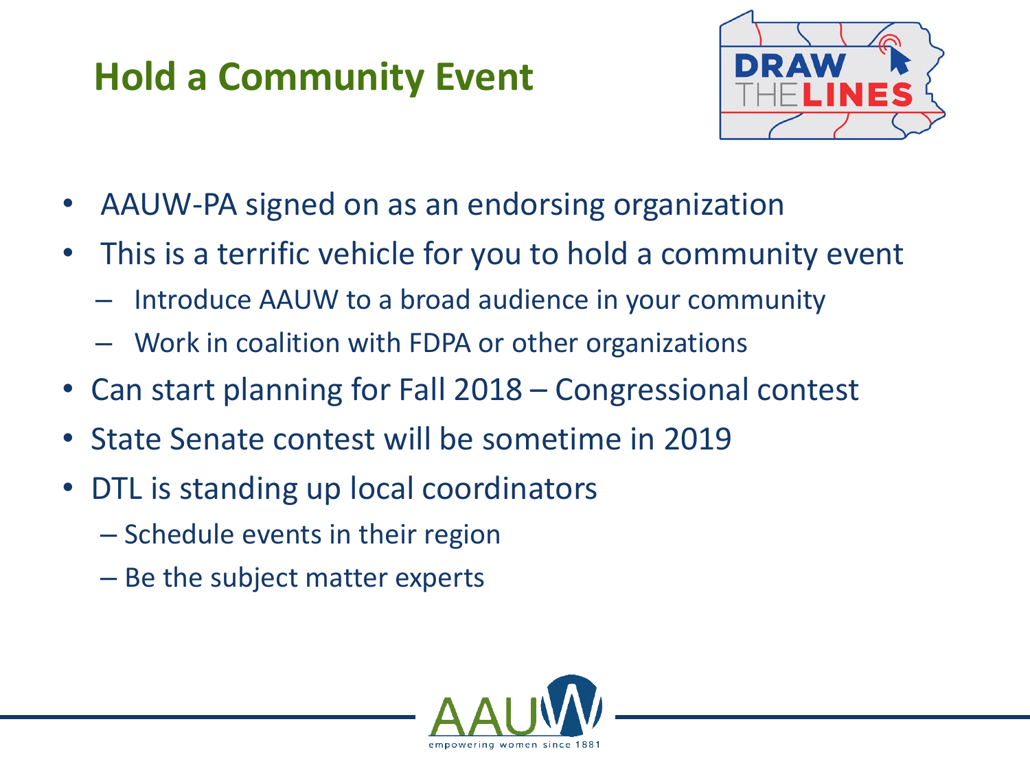# Hold a Community Event

- AAUW-PA signed on as an endorsing organization
- This is a terrific vehicle for you to hold a community event
  - Introduce AAUW to a broad audience in your community
  - Work in coalition with FDPA or other organizations
- Can start planning for Fall 2018 – Congressional contest
- State Senate contest will be sometime in 2019
- DTL is standing up local coordinators
  - Schedule events in their region
  - Be the subject matter experts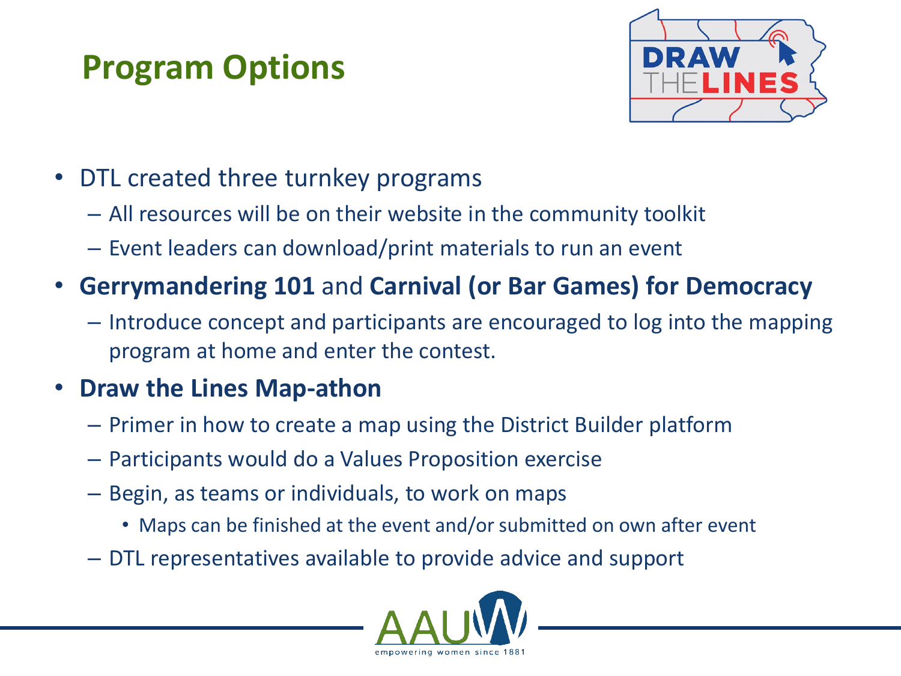# Program Options

- DTL created three turnkey programs
  - All resources will be on their website in the community toolkit
  - Event leaders can download/print materials to run an event
- **Gerrymandering 101** and **Carnival (or Bar Games) for Democracy**
  - Introduce concept and participants are encouraged to log into the mapping program at home and enter the contest.
- **Draw the Lines Map-athon**
  - Primer in how to create a map using the District Builder platform
  - Participants would do a Values Proposition exercise
  - Begin, as teams or individuals, to work on maps
    - Maps can be finished at the event and/or submitted on own after event
  - DTL representatives available to provide advice and support